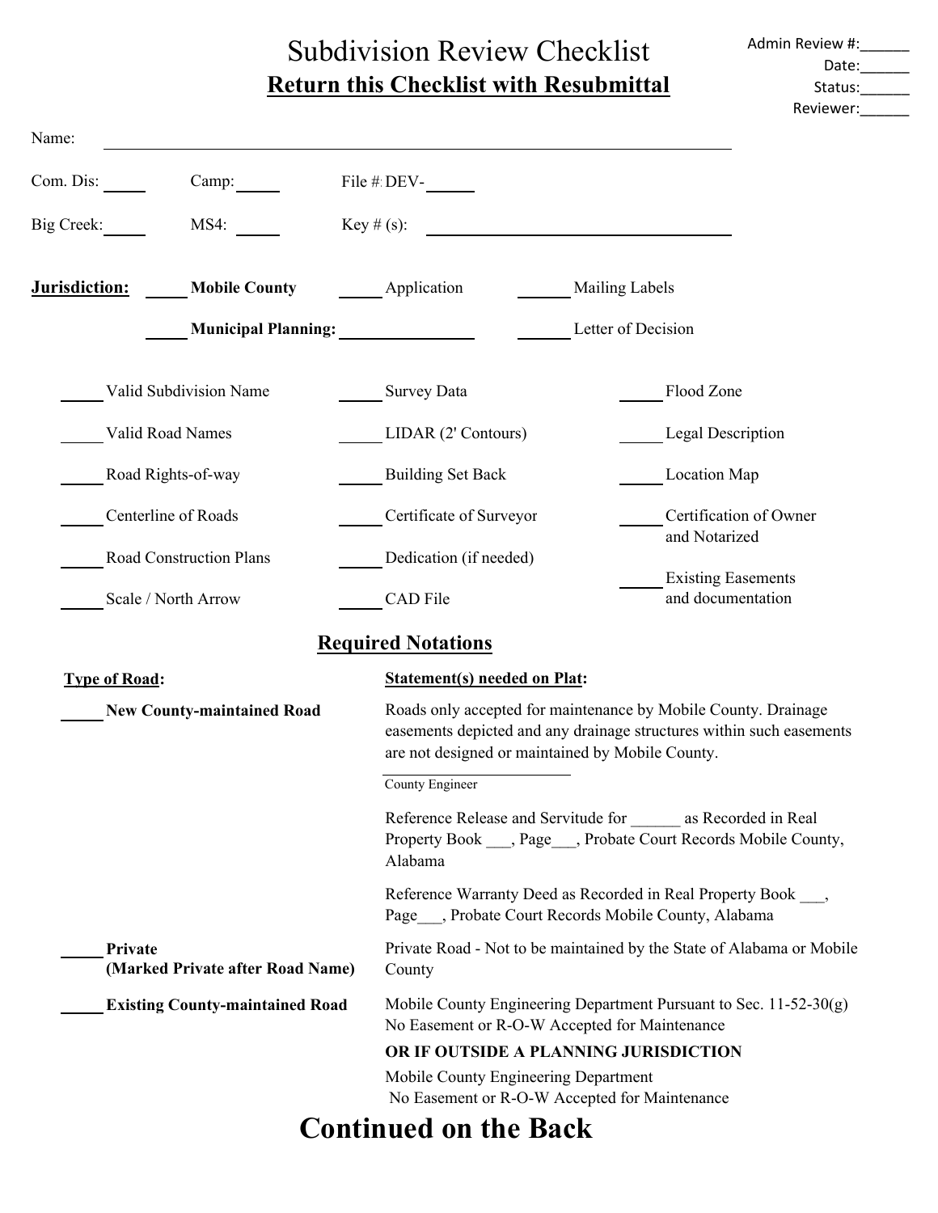# Subdivision Review Checklist

**Return this Checklist with Resubmittal**

Admin Review #:______
Date:______
Status:______
Reviewer:______

Name: ____________________________________________

Com. Dis: _____ Camp: _____ File #: DEV-_____

Big Creek: _____ MS4: _____ Key # (s): ____________________

**Jurisdiction:** _____ **Mobile County** _____ Application _____ Mailing Labels

_____ **Municipal Planning:** ____________ _____ Letter of Decision

_____ Valid Subdivision Name
_____ Valid Road Names
_____ Road Rights-of-way
_____ Centerline of Roads
_____ Road Construction Plans
_____ Scale / North Arrow

_____ Survey Data
_____ LIDAR (2' Contours)
_____ Building Set Back
_____ Certificate of Surveyor
_____ Dedication (if needed)
_____ CAD File

_____ Flood Zone
_____ Legal Description
_____ Location Map
_____ Certification of Owner and Notarized
_____ Existing Easements and documentation

## Required Notations

| **Type of Road:** | **Statement(s) needed on Plat:** |
|---|---|
| _____ **New County-maintained Road** | Roads only accepted for maintenance by Mobile County. Drainage easements depicted and any drainage structures within such easements are not designed or maintained by Mobile County.<br><br>____________________<br>County Engineer<br><br>Reference Release and Servitude for ______ as Recorded in Real Property Book ___, Page___, Probate Court Records Mobile County, Alabama<br><br>Reference Warranty Deed as Recorded in Real Property Book ___, Page___, Probate Court Records Mobile County, Alabama |
| _____ **Private (Marked Private after Road Name)** | Private Road - Not to be maintained by the State of Alabama or Mobile County |
| _____ **Existing County-maintained Road** | Mobile County Engineering Department Pursuant to Sec. 11-52-30(g) No Easement or R-O-W Accepted for Maintenance<br><br>**OR IF OUTSIDE A PLANNING JURISDICTION**<br><br>Mobile County Engineering Department No Easement or R-O-W Accepted for Maintenance |

# Continued on the Back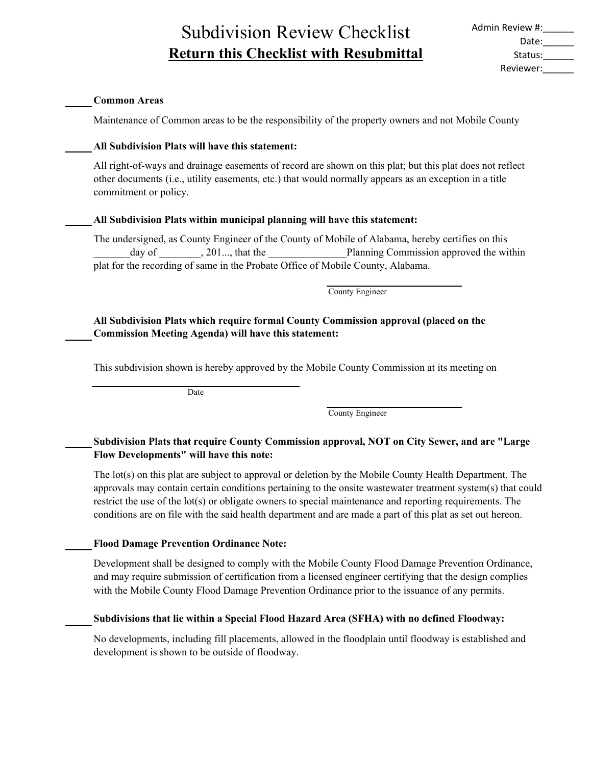# Subdivision Review Checklist

## Return this Checklist with Resubmittal

Admin Review #:______
Date:______
Status:______
Reviewer:______

_____ **Common Areas**

Maintenance of Common areas to be the responsibility of the property owners and not Mobile County

_____ **All Subdivision Plats will have this statement:**

All right-of-ways and drainage easements of record are shown on this plat; but this plat does not reflect other documents (i.e., utility easements, etc.) that would normally appears as an exception in a title commitment or policy.

_____ **All Subdivision Plats within municipal planning will have this statement:**

The undersigned, as County Engineer of the County of Mobile of Alabama, hereby certifies on this _______day of ________, 201..., that the _______________Planning Commission approved the within plat for the recording of same in the Probate Office of Mobile County, Alabama.

______________________
County Engineer

_____ **All Subdivision Plats which require formal County Commission approval (placed on the Commission Meeting Agenda) will have this statement:**

This subdivision shown is hereby approved by the Mobile County Commission at its meeting on

______________________
Date

______________________
County Engineer

_____ **Subdivision Plats that require County Commission approval, NOT on City Sewer, and are "Large Flow Developments" will have this note:**

The lot(s) on this plat are subject to approval or deletion by the Mobile County Health Department. The approvals may contain certain conditions pertaining to the onsite wastewater treatment system(s) that could restrict the use of the lot(s) or obligate owners to special maintenance and reporting requirements. The conditions are on file with the said health department and are made a part of this plat as set out hereon.

_____ **Flood Damage Prevention Ordinance Note:**

Development shall be designed to comply with the Mobile County Flood Damage Prevention Ordinance, and may require submission of certification from a licensed engineer certifying that the design complies with the Mobile County Flood Damage Prevention Ordinance prior to the issuance of any permits.

_____ **Subdivisions that lie within a Special Flood Hazard Area (SFHA) with no defined Floodway:**

No developments, including fill placements, allowed in the floodplain until floodway is established and development is shown to be outside of floodway.